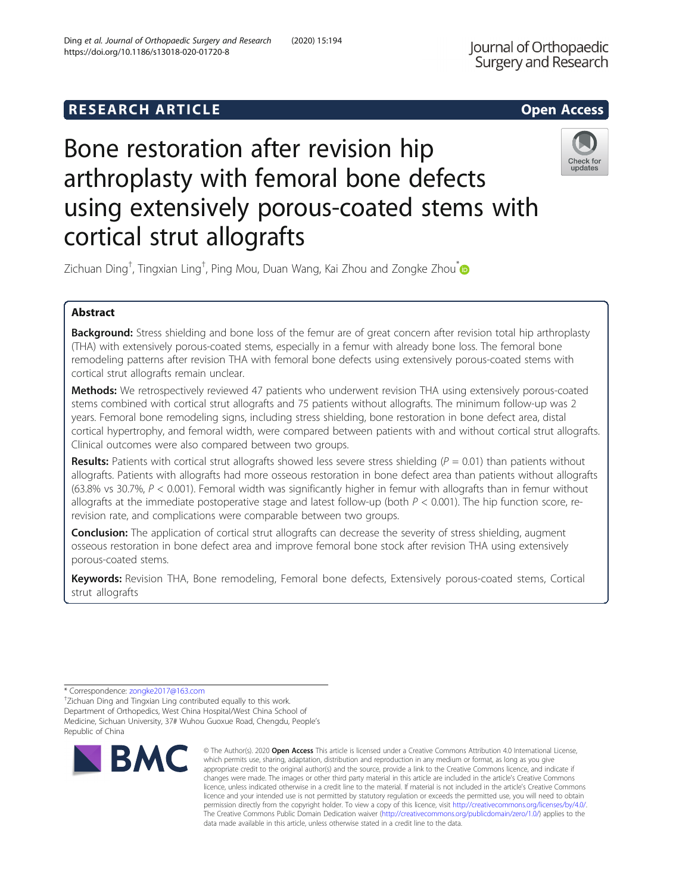RESEARCH ARTICLE

Open Access

# Bone restoration after revision hip arthroplasty with femoral bone defects using extensively porous-coated stems with cortical strut allografts

Zichuan Ding[†], Tingxian Ling[†], Ping Mou, Duan Wang, Kai Zhou and Zongke Zhou[*]

## Abstract

**Background:** Stress shielding and bone loss of the femur are of great concern after revision total hip arthroplasty (THA) with extensively porous-coated stems, especially in a femur with already bone loss. The femoral bone remodeling patterns after revision THA with femoral bone defects using extensively porous-coated stems with cortical strut allografts remain unclear.

**Methods:** We retrospectively reviewed 47 patients who underwent revision THA using extensively porous-coated stems combined with cortical strut allografts and 75 patients without allografts. The minimum follow-up was 2 years. Femoral bone remodeling signs, including stress shielding, bone restoration in bone defect area, distal cortical hypertrophy, and femoral width, were compared between patients with and without cortical strut allografts. Clinical outcomes were also compared between two groups.

**Results:** Patients with cortical strut allografts showed less severe stress shielding ($P = 0.01$) than patients without allografts. Patients with allografts had more osseous restoration in bone defect area than patients without allografts (63.8% vs 30.7%, $P < 0.001$). Femoral width was significantly higher in femur with allografts than in femur without allografts at the immediate postoperative stage and latest follow-up (both $P < 0.001$). The hip function score, re-revision rate, and complications were comparable between two groups.

**Conclusion:** The application of cortical strut allografts can decrease the severity of stress shielding, augment osseous restoration in bone defect area and improve femoral bone stock after revision THA using extensively porous-coated stems.

**Keywords:** Revision THA, Bone remodeling, Femoral bone defects, Extensively porous-coated stems, Cortical strut allografts

---

* Correspondence: zongke2017@163.com

[†]Zichuan Ding and Tingxian Ling contributed equally to this work.

Department of Orthopedics, West China Hospital/West China School of Medicine, Sichuan University, 37# Wuhou Guoxue Road, Chengdu, People's Republic of China

© The Author(s). 2020 **Open Access** This article is licensed under a Creative Commons Attribution 4.0 International License, which permits use, sharing, adaptation, distribution and reproduction in any medium or format, as long as you give appropriate credit to the original author(s) and the source, provide a link to the Creative Commons licence, and indicate if changes were made. The images or other third party material in this article are included in the article's Creative Commons licence, unless indicated otherwise in a credit line to the material. If material is not included in the article's Creative Commons licence and your intended use is not permitted by statutory regulation or exceeds the permitted use, you will need to obtain permission directly from the copyright holder. To view a copy of this licence, visit http://creativecommons.org/licenses/by/4.0/. The Creative Commons Public Domain Dedication waiver (http://creativecommons.org/publicdomain/zero/1.0/) applies to the data made available in this article, unless otherwise stated in a credit line to the data.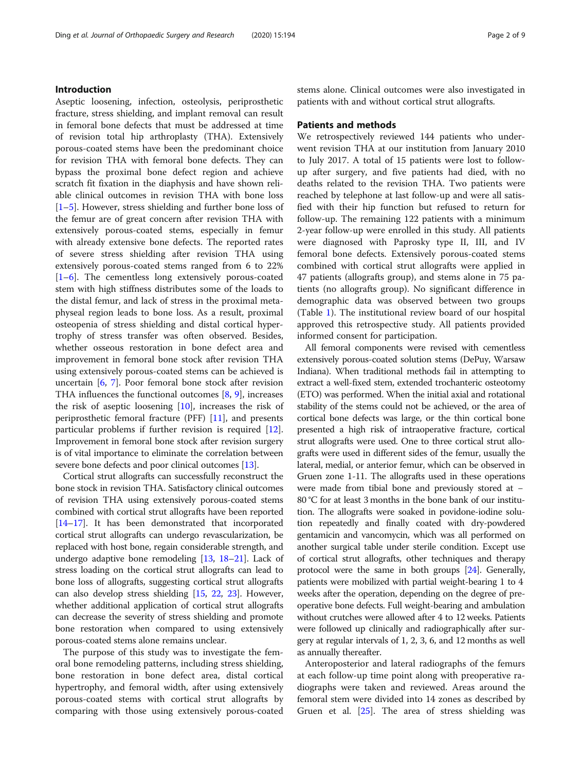## Introduction

Aseptic loosening, infection, osteolysis, periprosthetic fracture, stress shielding, and implant removal can result in femoral bone defects that must be addressed at time of revision total hip arthroplasty (THA). Extensively porous-coated stems have been the predominant choice for revision THA with femoral bone defects. They can bypass the proximal bone defect region and achieve scratch fit fixation in the diaphysis and have shown reliable clinical outcomes in revision THA with bone loss [1–5]. However, stress shielding and further bone loss of the femur are of great concern after revision THA with extensively porous-coated stems, especially in femur with already extensive bone defects. The reported rates of severe stress shielding after revision THA using extensively porous-coated stems ranged from 6 to 22% [1–6]. The cementless long extensively porous-coated stem with high stiffness distributes some of the loads to the distal femur, and lack of stress in the proximal metaphyseal region leads to bone loss. As a result, proximal osteopenia of stress shielding and distal cortical hypertrophy of stress transfer was often observed. Besides, whether osseous restoration in bone defect area and improvement in femoral bone stock after revision THA using extensively porous-coated stems can be achieved is uncertain [6, 7]. Poor femoral bone stock after revision THA influences the functional outcomes [8, 9], increases the risk of aseptic loosening [10], increases the risk of periprosthetic femoral fracture (PFF) [11], and presents particular problems if further revision is required [12]. Improvement in femoral bone stock after revision surgery is of vital importance to eliminate the correlation between severe bone defects and poor clinical outcomes [13].

Cortical strut allografts can successfully reconstruct the bone stock in revision THA. Satisfactory clinical outcomes of revision THA using extensively porous-coated stems combined with cortical strut allografts have been reported [14–17]. It has been demonstrated that incorporated cortical strut allografts can undergo revascularization, be replaced with host bone, regain considerable strength, and undergo adaptive bone remodeling [13, 18–21]. Lack of stress loading on the cortical strut allografts can lead to bone loss of allografts, suggesting cortical strut allografts can also develop stress shielding [15, 22, 23]. However, whether additional application of cortical strut allografts can decrease the severity of stress shielding and promote bone restoration when compared to using extensively porous-coated stems alone remains unclear.

The purpose of this study was to investigate the femoral bone remodeling patterns, including stress shielding, bone restoration in bone defect area, distal cortical hypertrophy, and femoral width, after using extensively porous-coated stems with cortical strut allografts by comparing with those using extensively porous-coated stems alone. Clinical outcomes were also investigated in patients with and without cortical strut allografts.

## Patients and methods

We retrospectively reviewed 144 patients who underwent revision THA at our institution from January 2010 to July 2017. A total of 15 patients were lost to follow-up after surgery, and five patients had died, with no deaths related to the revision THA. Two patients were reached by telephone at last follow-up and were all satisfied with their hip function but refused to return for follow-up. The remaining 122 patients with a minimum 2-year follow-up were enrolled in this study. All patients were diagnosed with Paprosky type II, III, and IV femoral bone defects. Extensively porous-coated stems combined with cortical strut allografts were applied in 47 patients (allografts group), and stems alone in 75 patients (no allografts group). No significant difference in demographic data was observed between two groups (Table 1). The institutional review board of our hospital approved this retrospective study. All patients provided informed consent for participation.

All femoral components were revised with cementless extensively porous-coated solution stems (DePuy, Warsaw Indiana). When traditional methods fail in attempting to extract a well-fixed stem, extended trochanteric osteotomy (ETO) was performed. When the initial axial and rotational stability of the stems could not be achieved, or the area of cortical bone defects was large, or the thin cortical bone presented a high risk of intraoperative fracture, cortical strut allografts were used. One to three cortical strut allografts were used in different sides of the femur, usually the lateral, medial, or anterior femur, which can be observed in Gruen zone 1-11. The allografts used in these operations were made from tibial bone and previously stored at − 80 °C for at least 3 months in the bone bank of our institution. The allografts were soaked in povidone-iodine solution repeatedly and finally coated with dry-powdered gentamicin and vancomycin, which was all performed on another surgical table under sterile condition. Except use of cortical strut allografts, other techniques and therapy protocol were the same in both groups [24]. Generally, patients were mobilized with partial weight-bearing 1 to 4 weeks after the operation, depending on the degree of preoperative bone defects. Full weight-bearing and ambulation without crutches were allowed after 4 to 12 weeks. Patients were followed up clinically and radiographically after surgery at regular intervals of 1, 2, 3, 6, and 12 months as well as annually thereafter.

Anteroposterior and lateral radiographs of the femurs at each follow-up time point along with preoperative radiographs were taken and reviewed. Areas around the femoral stem were divided into 14 zones as described by Gruen et al. [25]. The area of stress shielding was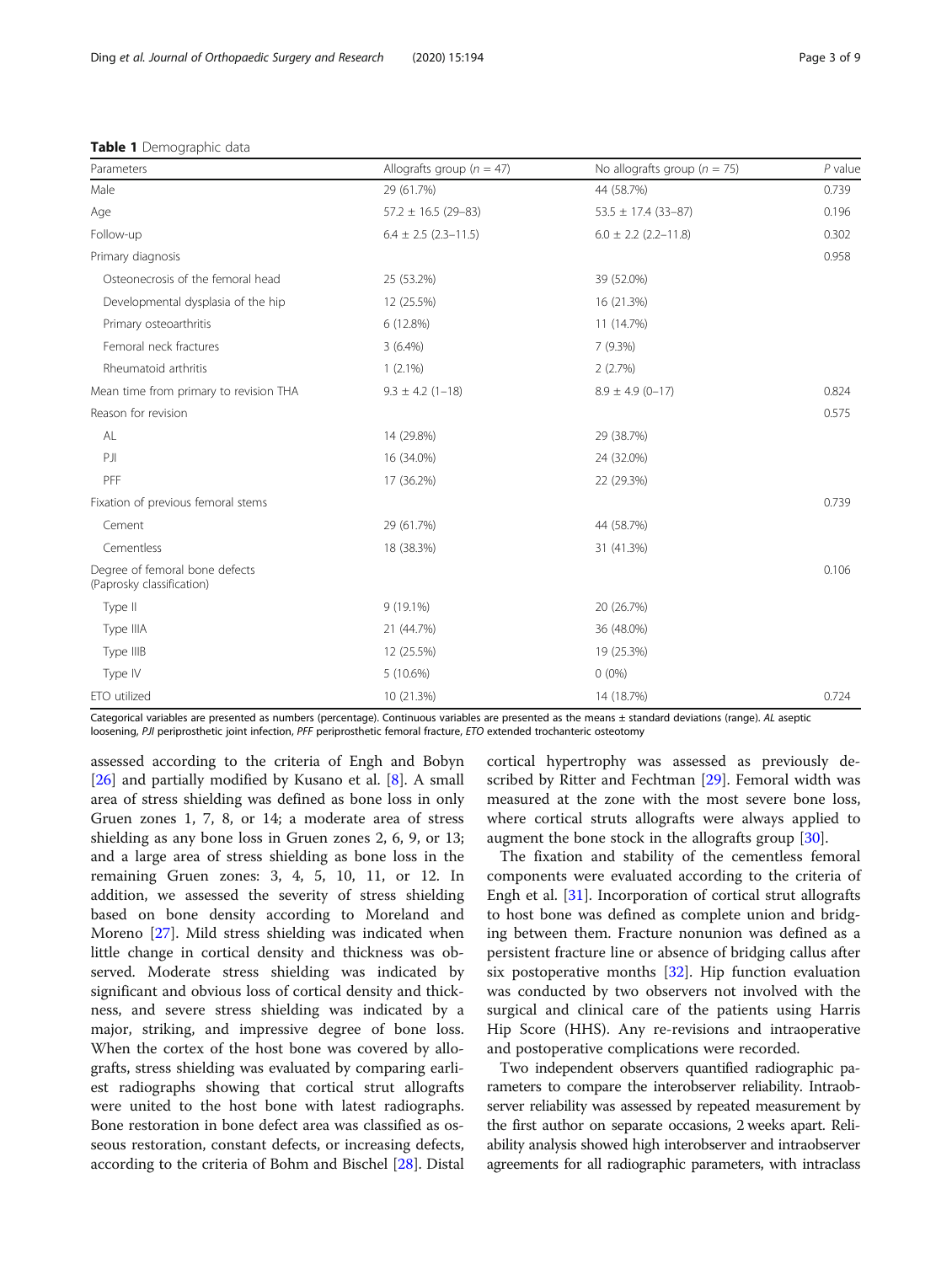**Table 1** Demographic data

| Parameters | Allografts group ($n$ = 47) | No allografts group ($n$ = 75) | $P$ value |
|---|---|---|---|
| Male | 29 (61.7%) | 44 (58.7%) | 0.739 |
| Age | 57.2 ± 16.5 (29–83) | 53.5 ± 17.4 (33–87) | 0.196 |
| Follow-up | 6.4 ± 2.5 (2.3–11.5) | 6.0 ± 2.2 (2.2–11.8) | 0.302 |
| Primary diagnosis | | | 0.958 |
| Osteonecrosis of the femoral head | 25 (53.2%) | 39 (52.0%) | |
| Developmental dysplasia of the hip | 12 (25.5%) | 16 (21.3%) | |
| Primary osteoarthritis | 6 (12.8%) | 11 (14.7%) | |
| Femoral neck fractures | 3 (6.4%) | 7 (9.3%) | |
| Rheumatoid arthritis | 1 (2.1%) | 2 (2.7%) | |
| Mean time from primary to revision THA | 9.3 ± 4.2 (1–18) | 8.9 ± 4.9 (0–17) | 0.824 |
| Reason for revision | | | 0.575 |
| AL | 14 (29.8%) | 29 (38.7%) | |
| PJI | 16 (34.0%) | 24 (32.0%) | |
| PFF | 17 (36.2%) | 22 (29.3%) | |
| Fixation of previous femoral stems | | | 0.739 |
| Cement | 29 (61.7%) | 44 (58.7%) | |
| Cementless | 18 (38.3%) | 31 (41.3%) | |
| Degree of femoral bone defects (Paprosky classification) | | | 0.106 |
| Type II | 9 (19.1%) | 20 (26.7%) | |
| Type IIIA | 21 (44.7%) | 36 (48.0%) | |
| Type IIIB | 12 (25.5%) | 19 (25.3%) | |
| Type IV | 5 (10.6%) | 0 (0%) | |
| ETO utilized | 10 (21.3%) | 14 (18.7%) | 0.724 |

Categorical variables are presented as numbers (percentage). Continuous variables are presented as the means ± standard deviations (range). *AL* aseptic loosening, *PJI* periprosthetic joint infection, *PFF* periprosthetic femoral fracture, *ETO* extended trochanteric osteotomy

assessed according to the criteria of Engh and Bobyn [26] and partially modified by Kusano et al. [8]. A small area of stress shielding was defined as bone loss in only Gruen zones 1, 7, 8, or 14; a moderate area of stress shielding as any bone loss in Gruen zones 2, 6, 9, or 13; and a large area of stress shielding as bone loss in the remaining Gruen zones: 3, 4, 5, 10, 11, or 12. In addition, we assessed the severity of stress shielding based on bone density according to Moreland and Moreno [27]. Mild stress shielding was indicated when little change in cortical density and thickness was observed. Moderate stress shielding was indicated by significant and obvious loss of cortical density and thickness, and severe stress shielding was indicated by a major, striking, and impressive degree of bone loss. When the cortex of the host bone was covered by allografts, stress shielding was evaluated by comparing earliest radiographs showing that cortical strut allografts were united to the host bone with latest radiographs. Bone restoration in bone defect area was classified as osseous restoration, constant defects, or increasing defects, according to the criteria of Bohm and Bischel [28]. Distal cortical hypertrophy was assessed as previously described by Ritter and Fechtman [29]. Femoral width was measured at the zone with the most severe bone loss, where cortical struts allografts were always applied to augment the bone stock in the allografts group [30].

The fixation and stability of the cementless femoral components were evaluated according to the criteria of Engh et al. [31]. Incorporation of cortical strut allografts to host bone was defined as complete union and bridging between them. Fracture nonunion was defined as a persistent fracture line or absence of bridging callus after six postoperative months [32]. Hip function evaluation was conducted by two observers not involved with the surgical and clinical care of the patients using Harris Hip Score (HHS). Any re-revisions and intraoperative and postoperative complications were recorded.

Two independent observers quantified radiographic parameters to compare the interobserver reliability. Intraobserver reliability was assessed by repeated measurement by the first author on separate occasions, 2 weeks apart. Reliability analysis showed high interobserver and intraobserver agreements for all radiographic parameters, with intraclass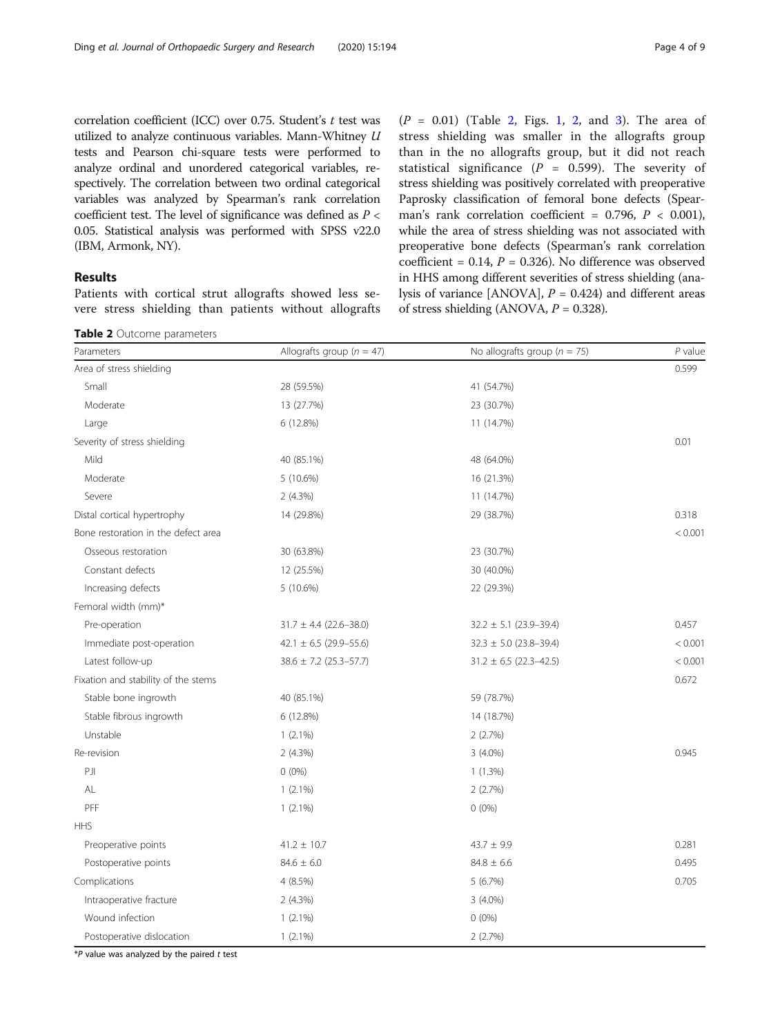correlation coefficient (ICC) over 0.75. Student's *t* test was utilized to analyze continuous variables. Mann-Whitney *U* tests and Pearson chi-square tests were performed to analyze ordinal and unordered categorical variables, respectively. The correlation between two ordinal categorical variables was analyzed by Spearman's rank correlation coefficient test. The level of significance was defined as $P < 0.05$. Statistical analysis was performed with SPSS v22.0 (IBM, Armonk, NY).

## Results

Patients with cortical strut allografts showed less severe stress shielding than patients without allografts ($P = 0.01$) (Table 2, Figs. 1, 2, and 3). The area of stress shielding was smaller in the allografts group than in the no allografts group, but it did not reach statistical significance ($P = 0.599$). The severity of stress shielding was positively correlated with preoperative Paprosky classification of femoral bone defects (Spearman's rank correlation coefficient = 0.796, $P < 0.001$), while the area of stress shielding was not associated with preoperative bone defects (Spearman's rank correlation coefficient = 0.14, $P = 0.326$). No difference was observed in HHS among different severities of stress shielding (analysis of variance [ANOVA], $P = 0.424$) and different areas of stress shielding (ANOVA, $P = 0.328$).

**Table 2** Outcome parameters

| Parameters | Allografts group ($n = 47$) | No allografts group ($n = 75$) | *P* value |
|---|---|---|---|
| Area of stress shielding | | | 0.599 |
| Small | 28 (59.5%) | 41 (54.7%) | |
| Moderate | 13 (27.7%) | 23 (30.7%) | |
| Large | 6 (12.8%) | 11 (14.7%) | |
| Severity of stress shielding | | | 0.01 |
| Mild | 40 (85.1%) | 48 (64.0%) | |
| Moderate | 5 (10.6%) | 16 (21.3%) | |
| Severe | 2 (4.3%) | 11 (14.7%) | |
| Distal cortical hypertrophy | 14 (29.8%) | 29 (38.7%) | 0.318 |
| Bone restoration in the defect area | | | < 0.001 |
| Osseous restoration | 30 (63.8%) | 23 (30.7%) | |
| Constant defects | 12 (25.5%) | 30 (40.0%) | |
| Increasing defects | 5 (10.6%) | 22 (29.3%) | |
| Femoral width (mm)* | | | |
| Pre-operation | 31.7 ± 4.4 (22.6–38.0) | 32.2 ± 5.1 (23.9–39.4) | 0.457 |
| Immediate post-operation | 42.1 ± 6.5 (29.9–55.6) | 32.3 ± 5.0 (23.8–39.4) | < 0.001 |
| Latest follow-up | 38.6 ± 7.2 (25.3–57.7) | 31.2 ± 6.5 (22.3–42.5) | < 0.001 |
| Fixation and stability of the stems | | | 0.672 |
| Stable bone ingrowth | 40 (85.1%) | 59 (78.7%) | |
| Stable fibrous ingrowth | 6 (12.8%) | 14 (18.7%) | |
| Unstable | 1 (2.1%) | 2 (2.7%) | |
| Re-revision | 2 (4.3%) | 3 (4.0%) | 0.945 |
| PJI | 0 (0%) | 1 (1.3%) | |
| AL | 1 (2.1%) | 2 (2.7%) | |
| PFF | 1 (2.1%) | 0 (0%) | |
| HHS | | | |
| Preoperative points | 41.2 ± 10.7 | 43.7 ± 9.9 | 0.281 |
| Postoperative points | 84.6 ± 6.0 | 84.8 ± 6.6 | 0.495 |
| Complications | 4 (8.5%) | 5 (6.7%) | 0.705 |
| Intraoperative fracture | 2 (4.3%) | 3 (4.0%) | |
| Wound infection | 1 (2.1%) | 0 (0%) | |
| Postoperative dislocation | 1 (2.1%) | 2 (2.7%) | |

\**P* value was analyzed by the paired *t* test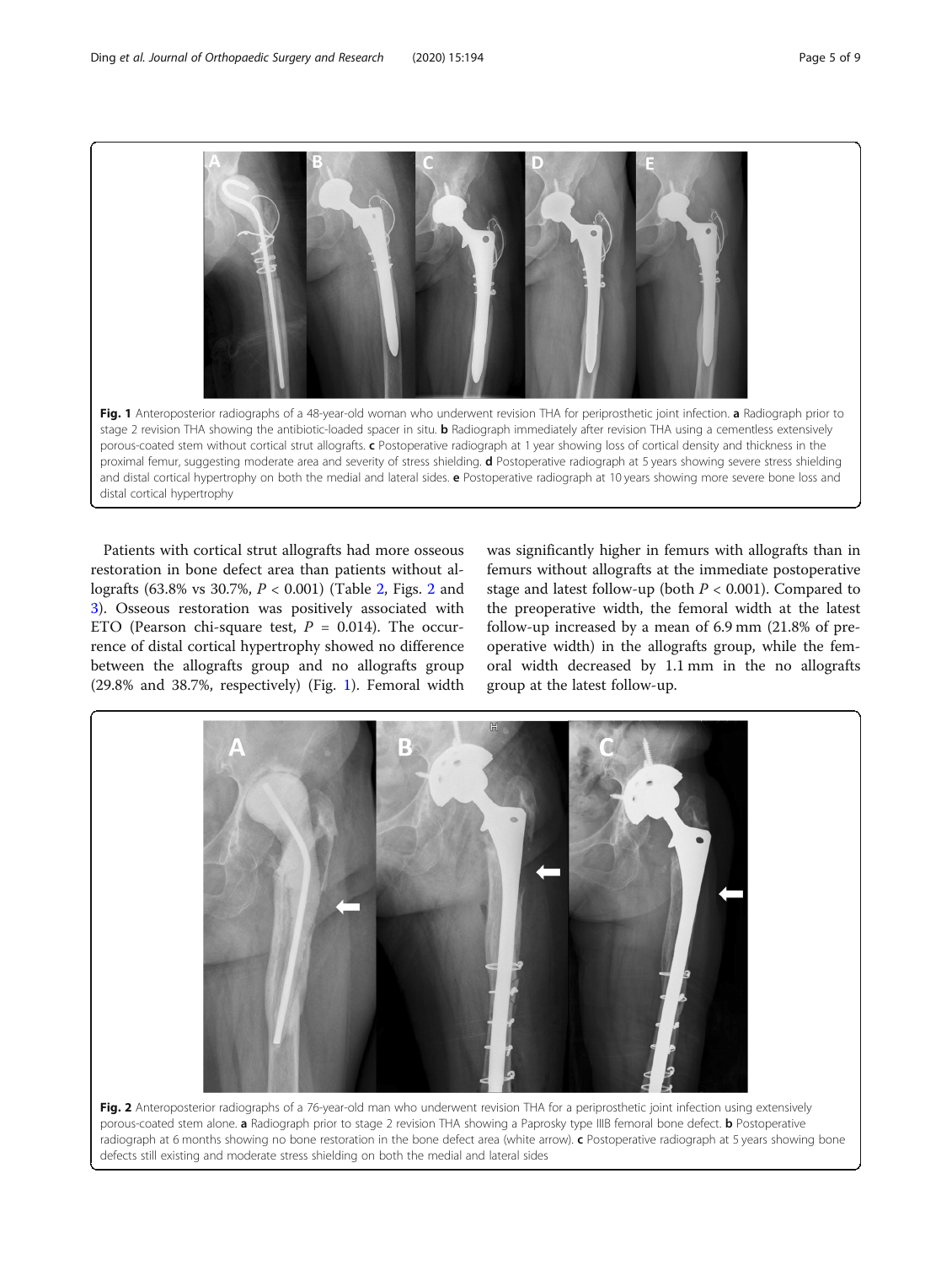Fig. 1 Anteroposterior radiographs of a 48-year-old woman who underwent revision THA for periprosthetic joint infection. **a** Radiograph prior to stage 2 revision THA showing the antibiotic-loaded spacer in situ. **b** Radiograph immediately after revision THA using a cementless extensively porous-coated stem without cortical strut allografts. **c** Postoperative radiograph at 1 year showing loss of cortical density and thickness in the proximal femur, suggesting moderate area and severity of stress shielding. **d** Postoperative radiograph at 5 years showing severe stress shielding and distal cortical hypertrophy on both the medial and lateral sides. **e** Postoperative radiograph at 10 years showing more severe bone loss and distal cortical hypertrophy

Patients with cortical strut allografts had more osseous restoration in bone defect area than patients without allografts (63.8% vs 30.7%, $P < 0.001$) (Table 2, Figs. 2 and 3). Osseous restoration was positively associated with ETO (Pearson chi-square test, $P = 0.014$). The occurrence of distal cortical hypertrophy showed no difference between the allografts group and no allografts group (29.8% and 38.7%, respectively) (Fig. 1). Femoral width was significantly higher in femurs with allografts than in femurs without allografts at the immediate postoperative stage and latest follow-up (both $P < 0.001$). Compared to the preoperative width, the femoral width at the latest follow-up increased by a mean of 6.9 mm (21.8% of preoperative width) in the allografts group, while the femoral width decreased by 1.1 mm in the no allografts group at the latest follow-up.

Fig. 2 Anteroposterior radiographs of a 76-year-old man who underwent revision THA for a periprosthetic joint infection using extensively porous-coated stem alone. **a** Radiograph prior to stage 2 revision THA showing a Paprosky type IIIB femoral bone defect. **b** Postoperative radiograph at 6 months showing no bone restoration in the bone defect area (white arrow). **c** Postoperative radiograph at 5 years showing bone defects still existing and moderate stress shielding on both the medial and lateral sides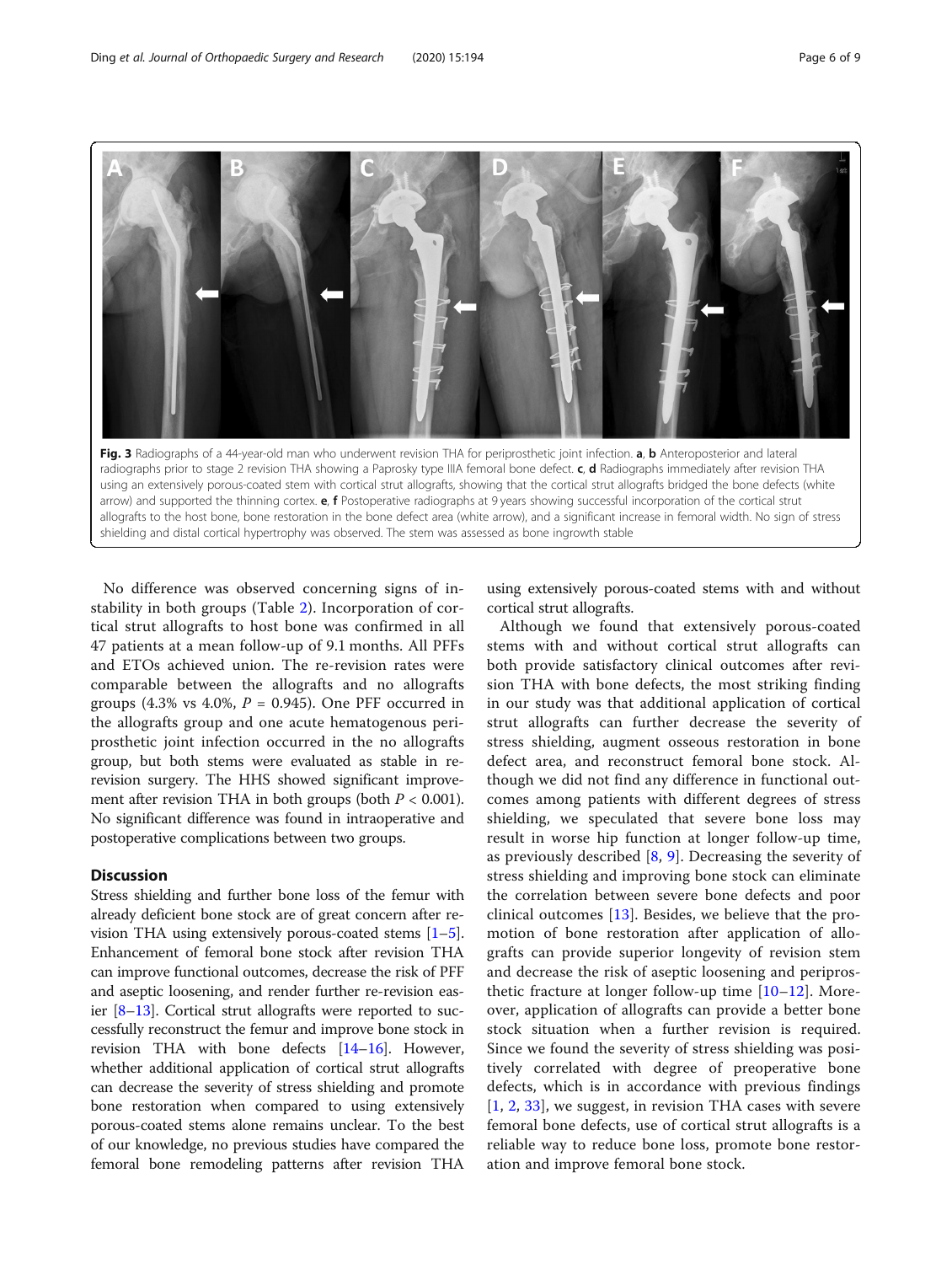Fig. 3 Radiographs of a 44-year-old man who underwent revision THA for periprosthetic joint infection. **a**, **b** Anteroposterior and lateral radiographs prior to stage 2 revision THA showing a Paprosky type IIIA femoral bone defect. **c**, **d** Radiographs immediately after revision THA using an extensively porous-coated stem with cortical strut allografts, showing that the cortical strut allografts bridged the bone defects (white arrow) and supported the thinning cortex. **e**, **f** Postoperative radiographs at 9 years showing successful incorporation of the cortical strut allografts to the host bone, bone restoration in the bone defect area (white arrow), and a significant increase in femoral width. No sign of stress shielding and distal cortical hypertrophy was observed. The stem was assessed as bone ingrowth stable

No difference was observed concerning signs of instability in both groups (Table 2). Incorporation of cortical strut allografts to host bone was confirmed in all 47 patients at a mean follow-up of 9.1 months. All PFFs and ETOs achieved union. The re-revision rates were comparable between the allografts and no allografts groups (4.3% vs 4.0%, $P = 0.945$). One PFF occurred in the allografts group and one acute hematogenous periprosthetic joint infection occurred in the no allografts group, but both stems were evaluated as stable in re-revision surgery. The HHS showed significant improvement after revision THA in both groups (both $P < 0.001$). No significant difference was found in intraoperative and postoperative complications between two groups.

## Discussion

Stress shielding and further bone loss of the femur with already deficient bone stock are of great concern after revision THA using extensively porous-coated stems [1–5]. Enhancement of femoral bone stock after revision THA can improve functional outcomes, decrease the risk of PFF and aseptic loosening, and render further re-revision easier [8–13]. Cortical strut allografts were reported to successfully reconstruct the femur and improve bone stock in revision THA with bone defects [14–16]. However, whether additional application of cortical strut allografts can decrease the severity of stress shielding and promote bone restoration when compared to using extensively porous-coated stems alone remains unclear. To the best of our knowledge, no previous studies have compared the femoral bone remodeling patterns after revision THA using extensively porous-coated stems with and without cortical strut allografts.

Although we found that extensively porous-coated stems with and without cortical strut allografts can both provide satisfactory clinical outcomes after revision THA with bone defects, the most striking finding in our study was that additional application of cortical strut allografts can further decrease the severity of stress shielding, augment osseous restoration in bone defect area, and reconstruct femoral bone stock. Although we did not find any difference in functional outcomes among patients with different degrees of stress shielding, we speculated that severe bone loss may result in worse hip function at longer follow-up time, as previously described [8, 9]. Decreasing the severity of stress shielding and improving bone stock can eliminate the correlation between severe bone defects and poor clinical outcomes [13]. Besides, we believe that the promotion of bone restoration after application of allografts can provide superior longevity of revision stem and decrease the risk of aseptic loosening and periprosthetic fracture at longer follow-up time [10–12]. Moreover, application of allografts can provide a better bone stock situation when a further revision is required. Since we found the severity of stress shielding was positively correlated with degree of preoperative bone defects, which is in accordance with previous findings [1, 2, 33], we suggest, in revision THA cases with severe femoral bone defects, use of cortical strut allografts is a reliable way to reduce bone loss, promote bone restoration and improve femoral bone stock.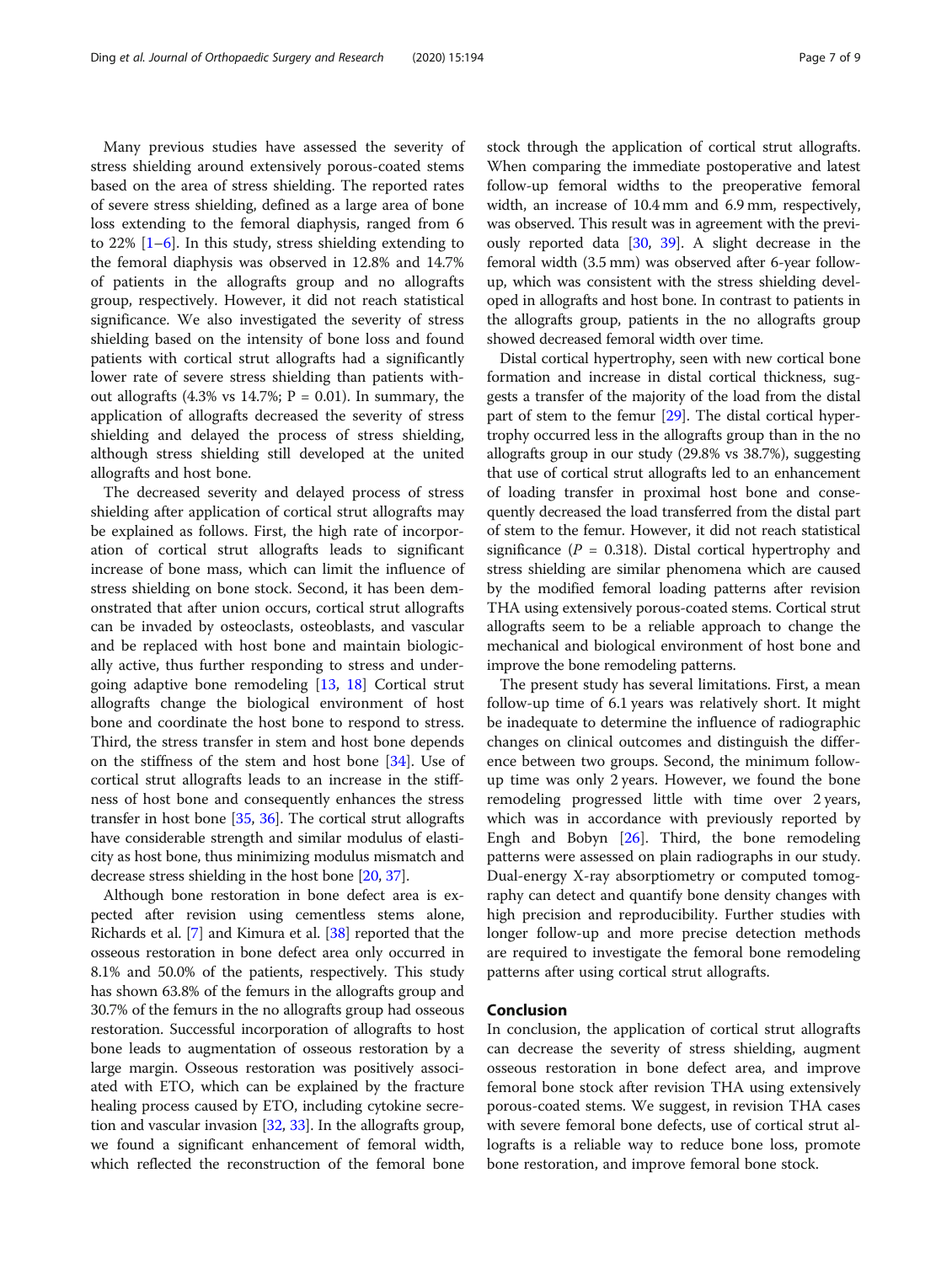Many previous studies have assessed the severity of stress shielding around extensively porous-coated stems based on the area of stress shielding. The reported rates of severe stress shielding, defined as a large area of bone loss extending to the femoral diaphysis, ranged from 6 to 22% [1–6]. In this study, stress shielding extending to the femoral diaphysis was observed in 12.8% and 14.7% of patients in the allografts group and no allografts group, respectively. However, it did not reach statistical significance. We also investigated the severity of stress shielding based on the intensity of bone loss and found patients with cortical strut allografts had a significantly lower rate of severe stress shielding than patients without allografts (4.3% vs 14.7%; P = 0.01). In summary, the application of allografts decreased the severity of stress shielding and delayed the process of stress shielding, although stress shielding still developed at the united allografts and host bone.

The decreased severity and delayed process of stress shielding after application of cortical strut allografts may be explained as follows. First, the high rate of incorporation of cortical strut allografts leads to significant increase of bone mass, which can limit the influence of stress shielding on bone stock. Second, it has been demonstrated that after union occurs, cortical strut allografts can be invaded by osteoclasts, osteoblasts, and vascular and be replaced with host bone and maintain biologically active, thus further responding to stress and undergoing adaptive bone remodeling [13, 18] Cortical strut allografts change the biological environment of host bone and coordinate the host bone to respond to stress. Third, the stress transfer in stem and host bone depends on the stiffness of the stem and host bone [34]. Use of cortical strut allografts leads to an increase in the stiffness of host bone and consequently enhances the stress transfer in host bone [35, 36]. The cortical strut allografts have considerable strength and similar modulus of elasticity as host bone, thus minimizing modulus mismatch and decrease stress shielding in the host bone [20, 37].

Although bone restoration in bone defect area is expected after revision using cementless stems alone, Richards et al. [7] and Kimura et al. [38] reported that the osseous restoration in bone defect area only occurred in 8.1% and 50.0% of the patients, respectively. This study has shown 63.8% of the femurs in the allografts group and 30.7% of the femurs in the no allografts group had osseous restoration. Successful incorporation of allografts to host bone leads to augmentation of osseous restoration by a large margin. Osseous restoration was positively associated with ETO, which can be explained by the fracture healing process caused by ETO, including cytokine secretion and vascular invasion [32, 33]. In the allografts group, we found a significant enhancement of femoral width, which reflected the reconstruction of the femoral bone stock through the application of cortical strut allografts. When comparing the immediate postoperative and latest follow-up femoral widths to the preoperative femoral width, an increase of 10.4 mm and 6.9 mm, respectively, was observed. This result was in agreement with the previously reported data [30, 39]. A slight decrease in the femoral width (3.5 mm) was observed after 6-year follow-up, which was consistent with the stress shielding developed in allografts and host bone. In contrast to patients in the allografts group, patients in the no allografts group showed decreased femoral width over time.

Distal cortical hypertrophy, seen with new cortical bone formation and increase in distal cortical thickness, suggests a transfer of the majority of the load from the distal part of stem to the femur [29]. The distal cortical hypertrophy occurred less in the allografts group than in the no allografts group in our study (29.8% vs 38.7%), suggesting that use of cortical strut allografts led to an enhancement of loading transfer in proximal host bone and consequently decreased the load transferred from the distal part of stem to the femur. However, it did not reach statistical significance ($P$ = 0.318). Distal cortical hypertrophy and stress shielding are similar phenomena which are caused by the modified femoral loading patterns after revision THA using extensively porous-coated stems. Cortical strut allografts seem to be a reliable approach to change the mechanical and biological environment of host bone and improve the bone remodeling patterns.

The present study has several limitations. First, a mean follow-up time of 6.1 years was relatively short. It might be inadequate to determine the influence of radiographic changes on clinical outcomes and distinguish the difference between two groups. Second, the minimum follow-up time was only 2 years. However, we found the bone remodeling progressed little with time over 2 years, which was in accordance with previously reported by Engh and Bobyn [26]. Third, the bone remodeling patterns were assessed on plain radiographs in our study. Dual-energy X-ray absorptiometry or computed tomography can detect and quantify bone density changes with high precision and reproducibility. Further studies with longer follow-up and more precise detection methods are required to investigate the femoral bone remodeling patterns after using cortical strut allografts.

## Conclusion

In conclusion, the application of cortical strut allografts can decrease the severity of stress shielding, augment osseous restoration in bone defect area, and improve femoral bone stock after revision THA using extensively porous-coated stems. We suggest, in revision THA cases with severe femoral bone defects, use of cortical strut allografts is a reliable way to reduce bone loss, promote bone restoration, and improve femoral bone stock.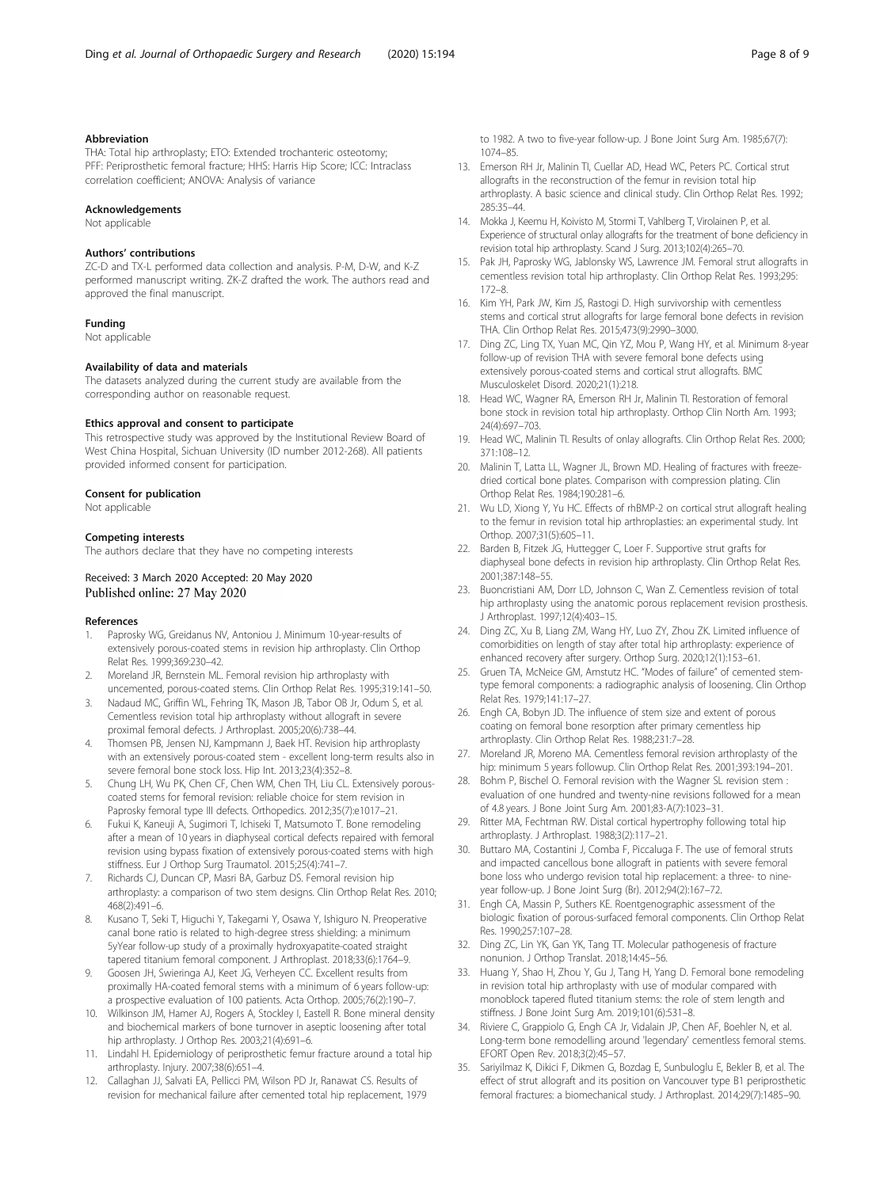### Abbreviation

THA: Total hip arthroplasty; ETO: Extended trochanteric osteotomy; PFF: Periprosthetic femoral fracture; HHS: Harris Hip Score; ICC: Intraclass correlation coefficient; ANOVA: Analysis of variance

### Acknowledgements

Not applicable

### Authors' contributions

ZC-D and TX-L performed data collection and analysis. P-M, D-W, and K-Z performed manuscript writing. ZK-Z drafted the work. The authors read and approved the final manuscript.

### Funding

Not applicable

### Availability of data and materials

The datasets analyzed during the current study are available from the corresponding author on reasonable request.

### Ethics approval and consent to participate

This retrospective study was approved by the Institutional Review Board of West China Hospital, Sichuan University (ID number 2012-268). All patients provided informed consent for participation.

### Consent for publication

Not applicable

### Competing interests

The authors declare that they have no competing interests

Received: 3 March 2020 Accepted: 20 May 2020
Published online: 27 May 2020

### References

1. Paprosky WG, Greidanus NV, Antoniou J. Minimum 10-year-results of extensively porous-coated stems in revision hip arthroplasty. Clin Orthop Relat Res. 1999;369:230–42.
2. Moreland JR, Bernstein ML. Femoral revision hip arthroplasty with uncemented, porous-coated stems. Clin Orthop Relat Res. 1995;319:141–50.
3. Nadaud MC, Griffin WL, Fehring TK, Mason JB, Tabor OB Jr, Odum S, et al. Cementless revision total hip arthroplasty without allograft in severe proximal femoral defects. J Arthroplast. 2005;20(6):738–44.
4. Thomsen PB, Jensen NJ, Kampmann J, Baek HT. Revision hip arthroplasty with an extensively porous-coated stem - excellent long-term results also in severe femoral bone stock loss. Hip Int. 2013;23(4):352–8.
5. Chung LH, Wu PK, Chen CF, Chen WM, Chen TH, Liu CL. Extensively porous-coated stems for femoral revision: reliable choice for stem revision in Paprosky femoral type III defects. Orthopedics. 2012;35(7):e1017–21.
6. Fukui K, Kaneuji A, Sugimori T, Ichiseki T, Matsumoto T. Bone remodeling after a mean of 10 years in diaphyseal cortical defects repaired with femoral revision using bypass fixation of extensively porous-coated stems with high stiffness. Eur J Orthop Surg Traumatol. 2015;25(4):741–7.
7. Richards CJ, Duncan CP, Masri BA, Garbuz DS. Femoral revision hip arthroplasty: a comparison of two stem designs. Clin Orthop Relat Res. 2010; 468(2):491–6.
8. Kusano T, Seki T, Higuchi Y, Takegami Y, Osawa Y, Ishiguro N. Preoperative canal bone ratio is related to high-degree stress shielding: a minimum 5yYear follow-up study of a proximally hydroxyapatite-coated straight tapered titanium femoral component. J Arthroplast. 2018;33(6):1764–9.
9. Goosen JH, Swieringa AJ, Keet JG, Verheyen CC. Excellent results from proximally HA-coated femoral stems with a minimum of 6 years follow-up: a prospective evaluation of 100 patients. Acta Orthop. 2005;76(2):190–7.
10. Wilkinson JM, Hamer AJ, Rogers A, Stockley I, Eastell R. Bone mineral density and biochemical markers of bone turnover in aseptic loosening after total hip arthroplasty. J Orthop Res. 2003;21(4):691–6.
11. Lindahl H. Epidemiology of periprosthetic femur fracture around a total hip arthroplasty. Injury. 2007;38(6):651–4.
12. Callaghan JJ, Salvati EA, Pellicci PM, Wilson PD Jr, Ranawat CS. Results of revision for mechanical failure after cemented total hip replacement, 1979 to 1982. A two to five-year follow-up. J Bone Joint Surg Am. 1985;67(7): 1074–85.
13. Emerson RH Jr, Malinin TI, Cuellar AD, Head WC, Peters PC. Cortical strut allografts in the reconstruction of the femur in revision total hip arthroplasty. A basic science and clinical study. Clin Orthop Relat Res. 1992; 285:35–44.
14. Mokka J, Keemu H, Koivisto M, Stormi T, Vahlberg T, Virolainen P, et al. Experience of structural onlay allografts for the treatment of bone deficiency in revision total hip arthroplasty. Scand J Surg. 2013;102(4):265–70.
15. Pak JH, Paprosky WG, Jablonsky WS, Lawrence JM. Femoral strut allografts in cementless revision total hip arthroplasty. Clin Orthop Relat Res. 1993;295: 172–8.
16. Kim YH, Park JW, Kim JS, Rastogi D. High survivorship with cementless stems and cortical strut allografts for large femoral bone defects in revision THA. Clin Orthop Relat Res. 2015;473(9):2990–3000.
17. Ding ZC, Ling TX, Yuan MC, Qin YZ, Mou P, Wang HY, et al. Minimum 8-year follow-up of revision THA with severe femoral bone defects using extensively porous-coated stems and cortical strut allografts. BMC Musculoskelet Disord. 2020;21(1):218.
18. Head WC, Wagner RA, Emerson RH Jr, Malinin TI. Restoration of femoral bone stock in revision total hip arthroplasty. Orthop Clin North Am. 1993; 24(4):697–703.
19. Head WC, Malinin TI. Results of onlay allografts. Clin Orthop Relat Res. 2000; 371:108–12.
20. Malinin T, Latta LL, Wagner JL, Brown MD. Healing of fractures with freeze-dried cortical bone plates. Comparison with compression plating. Clin Orthop Relat Res. 1984;190:281–6.
21. Wu LD, Xiong Y, Yu HC. Effects of rhBMP-2 on cortical strut allograft healing to the femur in revision total hip arthroplasties: an experimental study. Int Orthop. 2007;31(5):605–11.
22. Barden B, Fitzek JG, Huttegger C, Loer F. Supportive strut grafts for diaphyseal bone defects in revision hip arthroplasty. Clin Orthop Relat Res. 2001;387:148–55.
23. Buoncristiani AM, Dorr LD, Johnson C, Wan Z. Cementless revision of total hip arthroplasty using the anatomic porous replacement revision prosthesis. J Arthroplast. 1997;12(4):403–15.
24. Ding ZC, Xu B, Liang ZM, Wang HY, Luo ZY, Zhou ZK. Limited influence of comorbidities on length of stay after total hip arthroplasty: experience of enhanced recovery after surgery. Orthop Surg. 2020;12(1):153–61.
25. Gruen TA, McNeice GM, Amstutz HC. "Modes of failure" of cemented stem-type femoral components: a radiographic analysis of loosening. Clin Orthop Relat Res. 1979;141:17–27.
26. Engh CA, Bobyn JD. The influence of stem size and extent of porous coating on femoral bone resorption after primary cementless hip arthroplasty. Clin Orthop Relat Res. 1988;231:7–28.
27. Moreland JR, Moreno MA. Cementless femoral revision arthroplasty of the hip: minimum 5 years followup. Clin Orthop Relat Res. 2001;393:194–201.
28. Bohm P, Bischel O. Femoral revision with the Wagner SL revision stem : evaluation of one hundred and twenty-nine revisions followed for a mean of 4.8 years. J Bone Joint Surg Am. 2001;83-A(7):1023–31.
29. Ritter MA, Fechtman RW. Distal cortical hypertrophy following total hip arthroplasty. J Arthroplast. 1988;3(2):117–21.
30. Buttaro MA, Costantini J, Comba F, Piccaluga F. The use of femoral struts and impacted cancellous bone allograft in patients with severe femoral bone loss who undergo revision total hip replacement: a three- to nine-year follow-up. J Bone Joint Surg (Br). 2012;94(2):167–72.
31. Engh CA, Massin P, Suthers KE. Roentgenographic assessment of the biologic fixation of porous-surfaced femoral components. Clin Orthop Relat Res. 1990;257:107–28.
32. Ding ZC, Lin YK, Gan YK, Tang TT. Molecular pathogenesis of fracture nonunion. J Orthop Translat. 2018;14:45–56.
33. Huang Y, Shao H, Zhou Y, Gu J, Tang H, Yang D. Femoral bone remodeling in revision total hip arthroplasty with use of modular compared with monoblock tapered fluted titanium stems: the role of stem length and stiffness. J Bone Joint Surg Am. 2019;101(6):531–8.
34. Riviere C, Grappiolo G, Engh CA Jr, Vidalain JP, Chen AF, Boehler N, et al. Long-term bone remodelling around 'legendary' cementless femoral stems. EFORT Open Rev. 2018;3(2):45–57.
35. Sariyilmaz K, Dikici F, Dikmen G, Bozdag E, Sunbuloglu E, Bekler B, et al. The effect of strut allograft and its position on Vancouver type B1 periprosthetic femoral fractures: a biomechanical study. J Arthroplast. 2014;29(7):1485–90.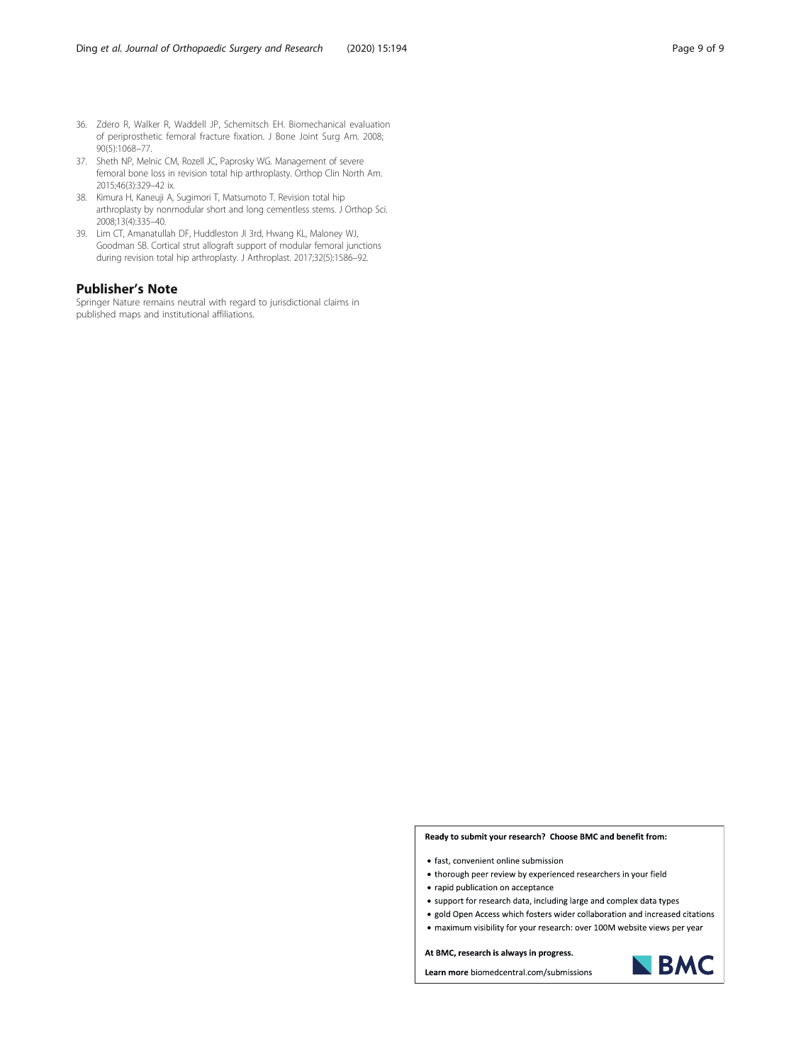36. Zdero R, Walker R, Waddell JP, Schemitsch EH. Biomechanical evaluation of periprosthetic femoral fracture fixation. J Bone Joint Surg Am. 2008; 90(5):1068–77.
37. Sheth NP, Melnic CM, Rozell JC, Paprosky WG. Management of severe femoral bone loss in revision total hip arthroplasty. Orthop Clin North Am. 2015;46(3):329–42 ix.
38. Kimura H, Kaneuji A, Sugimori T, Matsumoto T. Revision total hip arthroplasty by nonmodular short and long cementless stems. J Orthop Sci. 2008;13(4):335–40.
39. Lim CT, Amanatullah DF, Huddleston JI 3rd, Hwang KL, Maloney WJ, Goodman SB. Cortical strut allograft support of modular femoral junctions during revision total hip arthroplasty. J Arthroplast. 2017;32(5):1586–92.

## Publisher's Note

Springer Nature remains neutral with regard to jurisdictional claims in published maps and institutional affiliations.

**Ready to submit your research? Choose BMC and benefit from:**

- fast, convenient online submission
- thorough peer review by experienced researchers in your field
- rapid publication on acceptance
- support for research data, including large and complex data types
- gold Open Access which fosters wider collaboration and increased citations
- maximum visibility for your research: over 100M website views per year

**At BMC, research is always in progress.**

**Learn more** biomedcentral.com/submissions